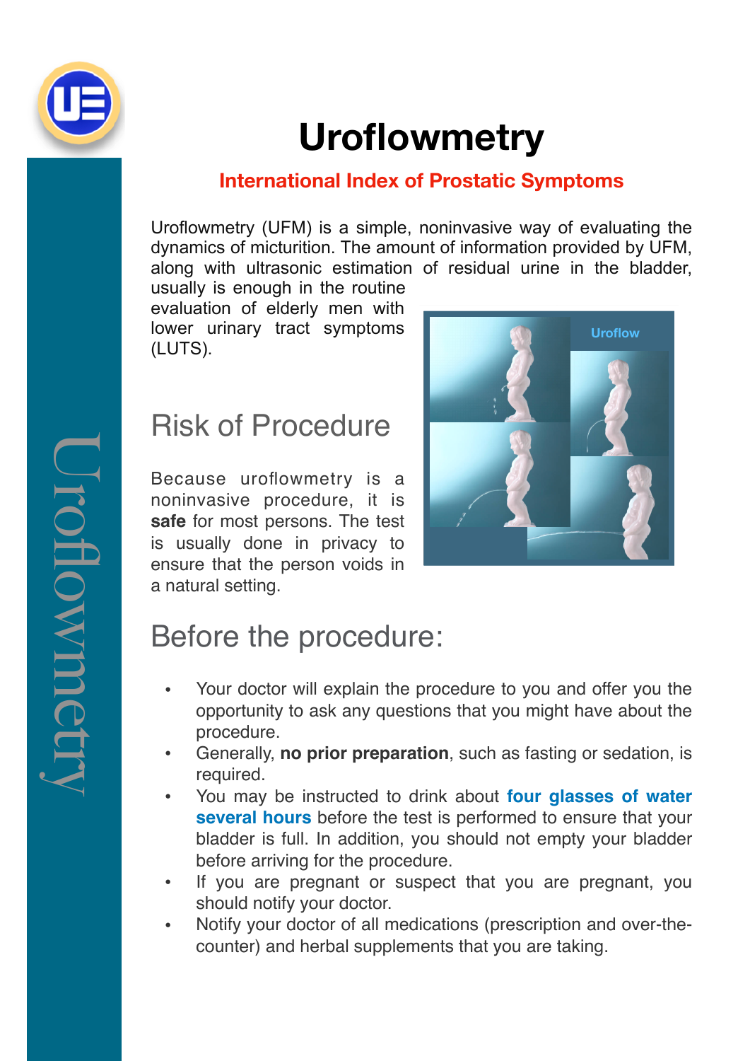# Uroflowmetry

**International Index of Prostatic Symptoms**

Uroflowmetry (UFM) is a simple, noninvasive way of evaluating the dynamics of micturition. The amount of information provided by UFM, along with ultrasonic estimation of residual urine in the bladder, usually is enough in the routine evaluation of elderly men with lower urinary tract symptoms (LUTS).

## Risk of Procedure

Because uroflowmetry is a noninvasive procedure, it is **safe** for most persons. The test is usually done in privacy to ensure that the person voids in a natural setting.

## Before the procedure:

- Your doctor will explain the procedure to you and offer you the opportunity to ask any questions that you might have about the procedure.
- Generally, **no prior preparation**, such as fasting or sedation, is required.
- You may be instructed to drink about **four glasses of water several hours** before the test is performed to ensure that your bladder is full. In addition, you should not empty your bladder before arriving for the procedure.
- If you are pregnant or suspect that you are pregnant, you should notify your doctor.
- Notify your doctor of all medications (prescription and over-the-counter) and herbal supplements that you are taking.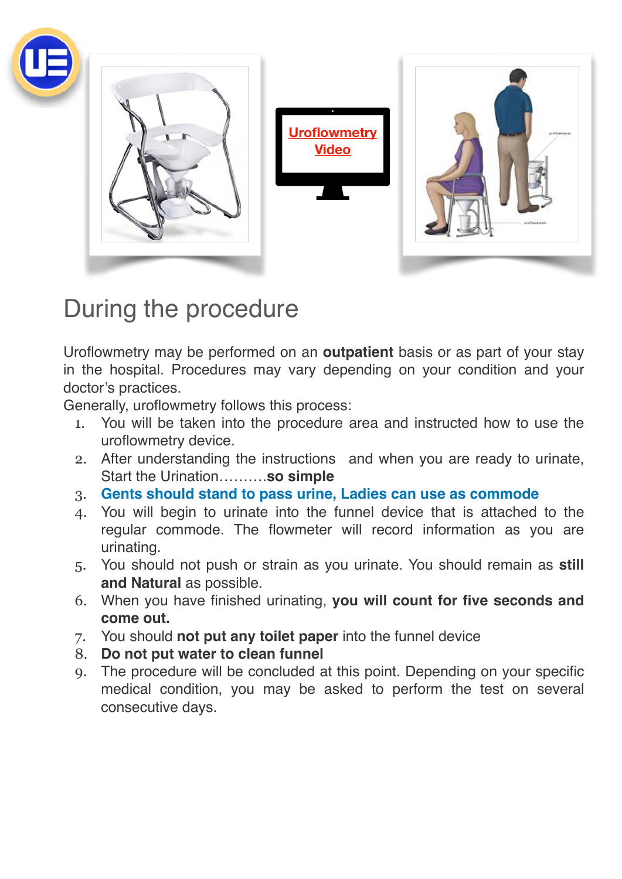[Uroflowmetry Video]

# During the procedure

Uroflowmetry may be performed on an **outpatient** basis or as part of your stay in the hospital. Procedures may vary depending on your condition and your doctor's practices.

Generally, uroflowmetry follows this process:

1. You will be taken into the procedure area and instructed how to use the uroflowmetry device.
2. After understanding the instructions and when you are ready to urinate, Start the Urination……….**so simple**
3. **Gents should stand to pass urine, Ladies can use as commode**
4. You will begin to urinate into the funnel device that is attached to the regular commode. The flowmeter will record information as you are urinating.
5. You should not push or strain as you urinate. You should remain as **still and Natural** as possible.
6. When you have finished urinating, **you will count for five seconds and come out.**
7. You should **not put any toilet paper** into the funnel device
8. **Do not put water to clean funnel**
9. The procedure will be concluded at this point. Depending on your specific medical condition, you may be asked to perform the test on several consecutive days.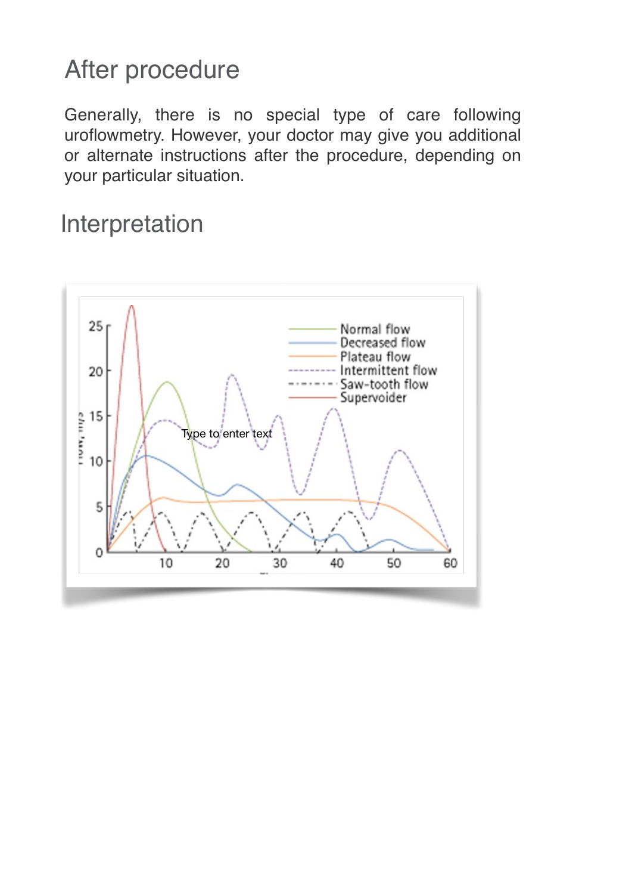## After procedure

Generally, there is no special type of care following uroflowmetry. However, your doctor may give you additional or alternate instructions after the procedure, depending on your particular situation.

## Interpretation

25
20
15
10
5
0
10 20 30 40 50 60

Normal flow
Decreased flow
Plateau flow
Intermittent flow
Saw-tooth flow
Supervoider

Type to enter text